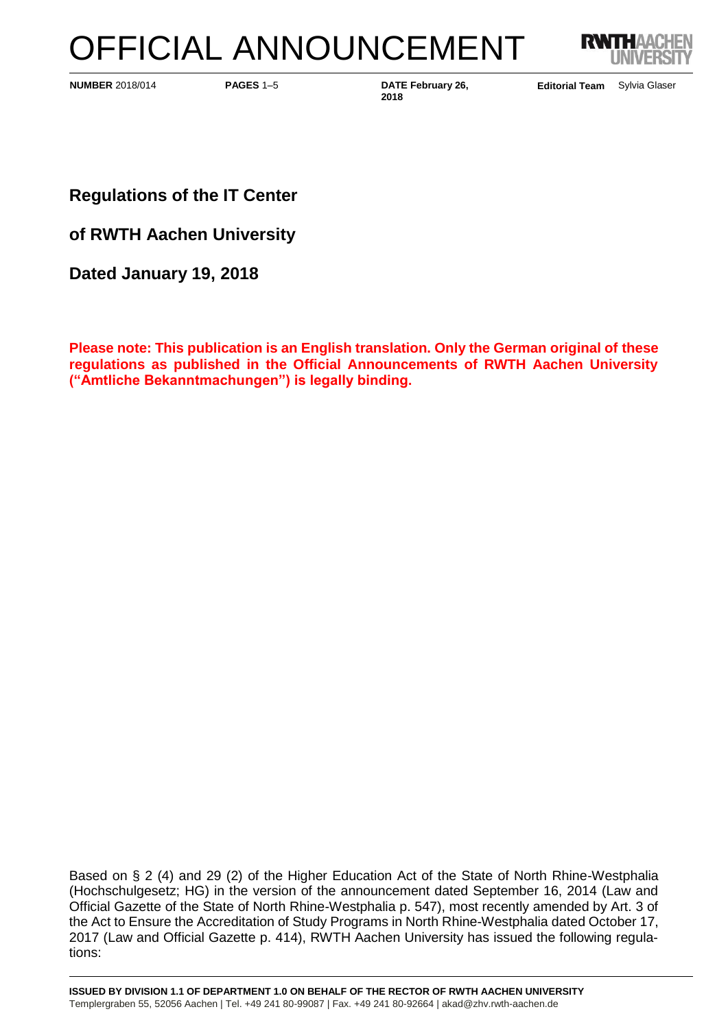# OFFICIAL ANNOUNCEMENT

**NUMBER** 2018/014 **PAGES** 1–5 **DATE February 26, 2018** **Editorial Team** Sylvia Glaser

## Regulations of the IT Center

## of RWTH Aachen University

## Dated January 19, 2018

**Please note: This publication is an English translation. Only the German original of these regulations as published in the Official Announcements of RWTH Aachen University ("Amtliche Bekanntmachungen") is legally binding.**

Based on § 2 (4) and 29 (2) of the Higher Education Act of the State of North Rhine-Westphalia (Hochschulgesetz; HG) in the version of the announcement dated September 16, 2014 (Law and Official Gazette of the State of North Rhine-Westphalia p. 547), most recently amended by Art. 3 of the Act to Ensure the Accreditation of Study Programs in North Rhine-Westphalia dated October 17, 2017 (Law and Official Gazette p. 414), RWTH Aachen University has issued the following regulations:

**ISSUED BY DIVISION 1.1 OF DEPARTMENT 1.0 ON BEHALF OF THE RECTOR OF RWTH AACHEN UNIVERSITY**
Templergraben 55, 52056 Aachen | Tel. +49 241 80-99087 | Fax. +49 241 80-92664 | akad@zhv.rwth-aachen.de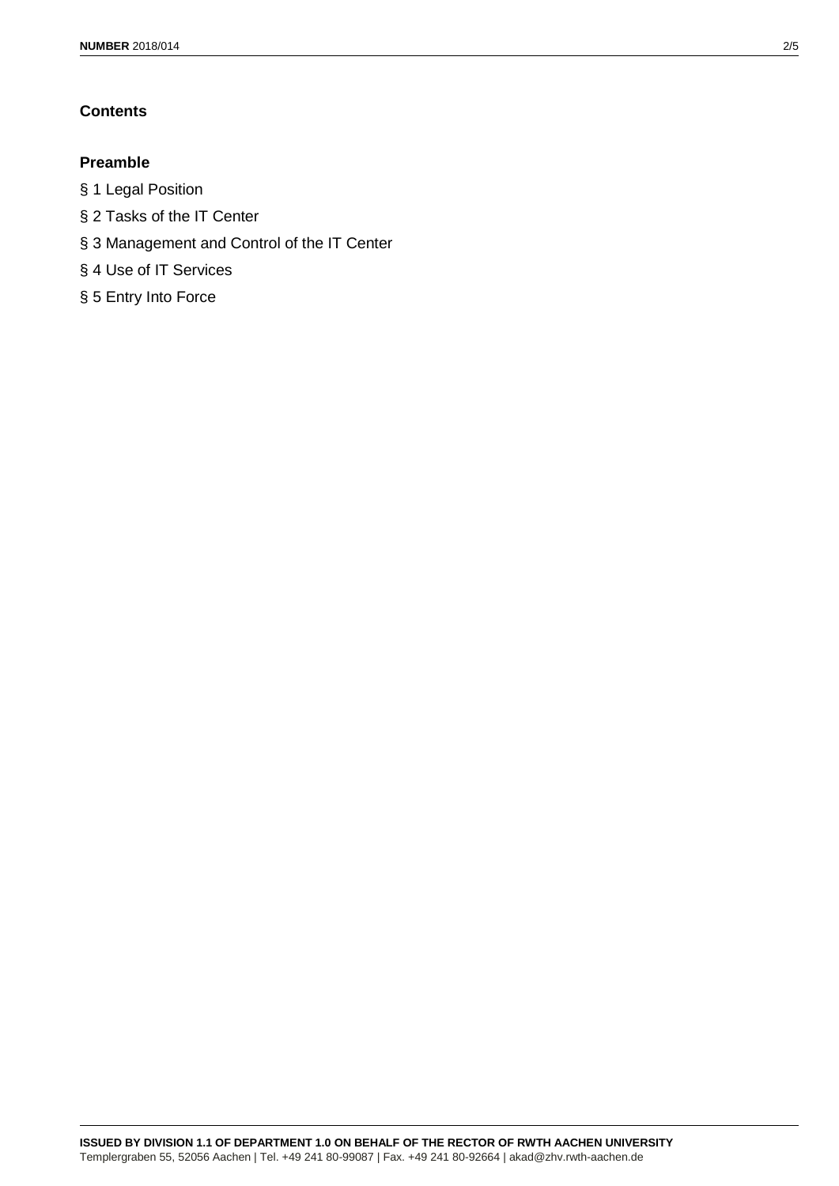## Contents

### Preamble

§ 1 Legal Position

§ 2 Tasks of the IT Center

§ 3 Management and Control of the IT Center

§ 4 Use of IT Services

§ 5 Entry Into Force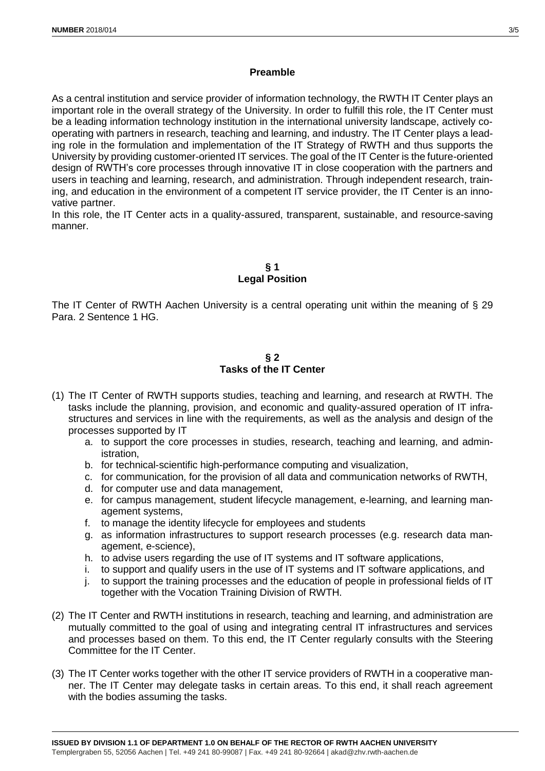## Preamble

As a central institution and service provider of information technology, the RWTH IT Center plays an important role in the overall strategy of the University. In order to fulfill this role, the IT Center must be a leading information technology institution in the international university landscape, actively cooperating with partners in research, teaching and learning, and industry. The IT Center plays a leading role in the formulation and implementation of the IT Strategy of RWTH and thus supports the University by providing customer-oriented IT services. The goal of the IT Center is the future-oriented design of RWTH's core processes through innovative IT in close cooperation with the partners and users in teaching and learning, research, and administration. Through independent research, training, and education in the environment of a competent IT service provider, the IT Center is an innovative partner.
In this role, the IT Center acts in a quality-assured, transparent, sustainable, and resource-saving manner.

## § 1
## Legal Position

The IT Center of RWTH Aachen University is a central operating unit within the meaning of § 29 Para. 2 Sentence 1 HG.

## § 2
## Tasks of the IT Center

(1) The IT Center of RWTH supports studies, teaching and learning, and research at RWTH. The tasks include the planning, provision, and economic and quality-assured operation of IT infrastructures and services in line with the requirements, as well as the analysis and design of the processes supported by IT
   a. to support the core processes in studies, research, teaching and learning, and administration,
   b. for technical-scientific high-performance computing and visualization,
   c. for communication, for the provision of all data and communication networks of RWTH,
   d. for computer use and data management,
   e. for campus management, student lifecycle management, e-learning, and learning management systems,
   f. to manage the identity lifecycle for employees and students
   g. as information infrastructures to support research processes (e.g. research data management, e-science),
   h. to advise users regarding the use of IT systems and IT software applications,
   i. to support and qualify users in the use of IT systems and IT software applications, and
   j. to support the training processes and the education of people in professional fields of IT together with the Vocation Training Division of RWTH.

(2) The IT Center and RWTH institutions in research, teaching and learning, and administration are mutually committed to the goal of using and integrating central IT infrastructures and services and processes based on them. To this end, the IT Center regularly consults with the Steering Committee for the IT Center.

(3) The IT Center works together with the other IT service providers of RWTH in a cooperative manner. The IT Center may delegate tasks in certain areas. To this end, it shall reach agreement with the bodies assuming the tasks.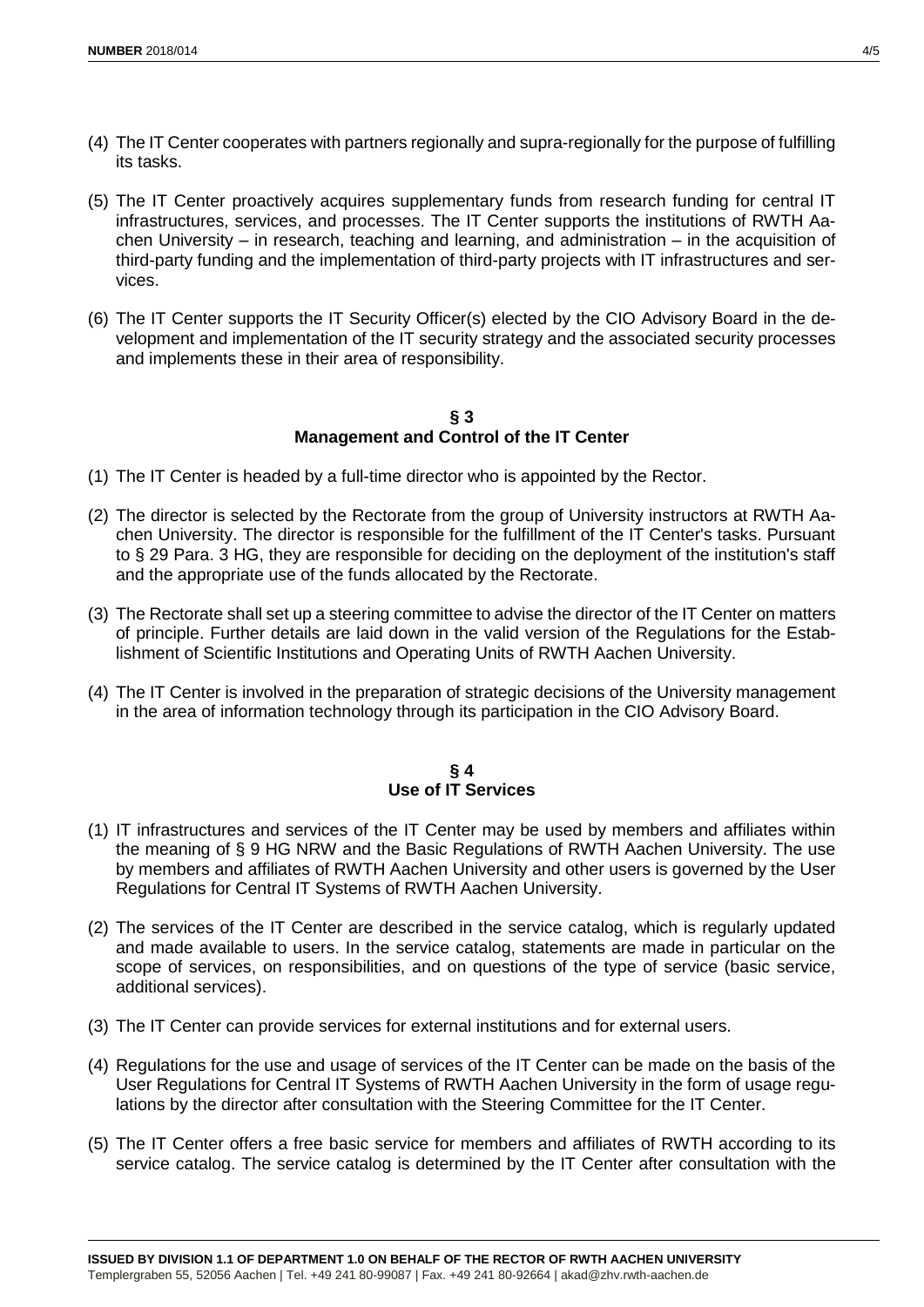(4) The IT Center cooperates with partners regionally and supra-regionally for the purpose of fulfilling its tasks.

(5) The IT Center proactively acquires supplementary funds from research funding for central IT infrastructures, services, and processes. The IT Center supports the institutions of RWTH Aachen University – in research, teaching and learning, and administration – in the acquisition of third-party funding and the implementation of third-party projects with IT infrastructures and services.

(6) The IT Center supports the IT Security Officer(s) elected by the CIO Advisory Board in the development and implementation of the IT security strategy and the associated security processes and implements these in their area of responsibility.

## § 3
## Management and Control of the IT Center

(1) The IT Center is headed by a full-time director who is appointed by the Rector.

(2) The director is selected by the Rectorate from the group of University instructors at RWTH Aachen University. The director is responsible for the fulfillment of the IT Center's tasks. Pursuant to § 29 Para. 3 HG, they are responsible for deciding on the deployment of the institution's staff and the appropriate use of the funds allocated by the Rectorate.

(3) The Rectorate shall set up a steering committee to advise the director of the IT Center on matters of principle. Further details are laid down in the valid version of the Regulations for the Establishment of Scientific Institutions and Operating Units of RWTH Aachen University.

(4) The IT Center is involved in the preparation of strategic decisions of the University management in the area of information technology through its participation in the CIO Advisory Board.

## § 4
## Use of IT Services

(1) IT infrastructures and services of the IT Center may be used by members and affiliates within the meaning of § 9 HG NRW and the Basic Regulations of RWTH Aachen University. The use by members and affiliates of RWTH Aachen University and other users is governed by the User Regulations for Central IT Systems of RWTH Aachen University.

(2) The services of the IT Center are described in the service catalog, which is regularly updated and made available to users. In the service catalog, statements are made in particular on the scope of services, on responsibilities, and on questions of the type of service (basic service, additional services).

(3) The IT Center can provide services for external institutions and for external users.

(4) Regulations for the use and usage of services of the IT Center can be made on the basis of the User Regulations for Central IT Systems of RWTH Aachen University in the form of usage regulations by the director after consultation with the Steering Committee for the IT Center.

(5) The IT Center offers a free basic service for members and affiliates of RWTH according to its service catalog. The service catalog is determined by the IT Center after consultation with the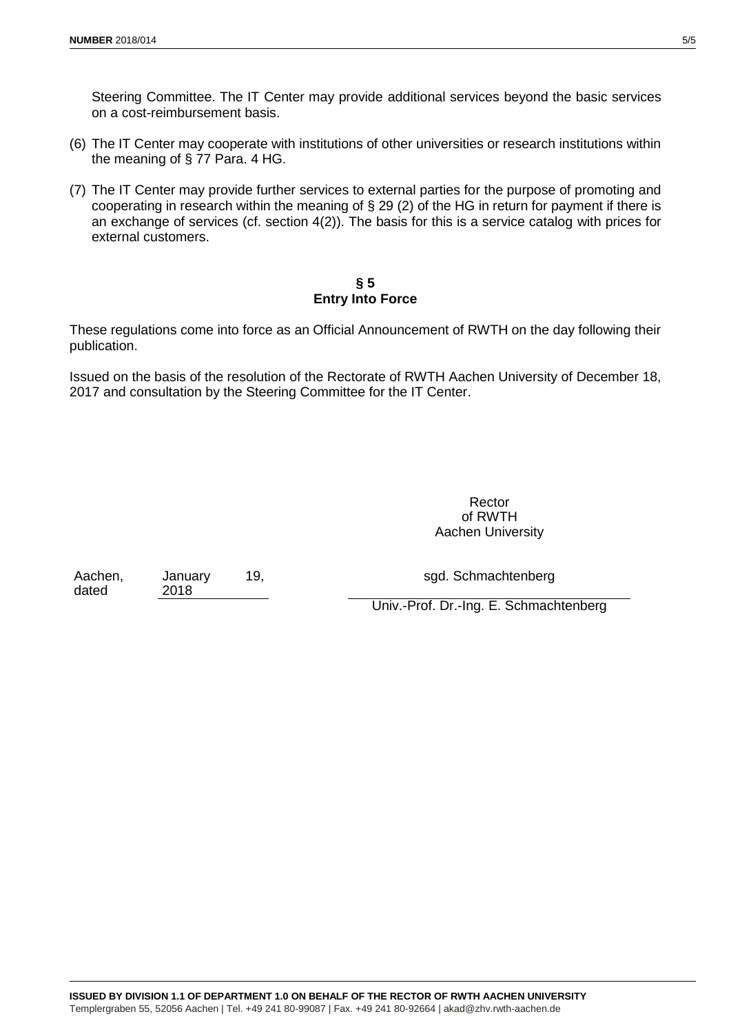Steering Committee. The IT Center may provide additional services beyond the basic services on a cost-reimbursement basis.

(6) The IT Center may cooperate with institutions of other universities or research institutions within the meaning of § 77 Para. 4 HG.

(7) The IT Center may provide further services to external parties for the purpose of promoting and cooperating in research within the meaning of § 29 (2) of the HG in return for payment if there is an exchange of services (cf. section 4(2)). The basis for this is a service catalog with prices for external customers.

## § 5
## Entry Into Force

These regulations come into force as an Official Announcement of RWTH on the day following their publication.

Issued on the basis of the resolution of the Rectorate of RWTH Aachen University of December 18, 2017 and consultation by the Steering Committee for the IT Center.

Rector
of RWTH
Aachen University

Aachen, dated January 19, 2018

sgd. Schmachtenberg

Univ.-Prof. Dr.-Ing. E. Schmachtenberg

**ISSUED BY DIVISION 1.1 OF DEPARTMENT 1.0 ON BEHALF OF THE RECTOR OF RWTH AACHEN UNIVERSITY**
Templergraben 55, 52056 Aachen | Tel. +49 241 80-99087 | Fax. +49 241 80-92664 | akad@zhv.rwth-aachen.de